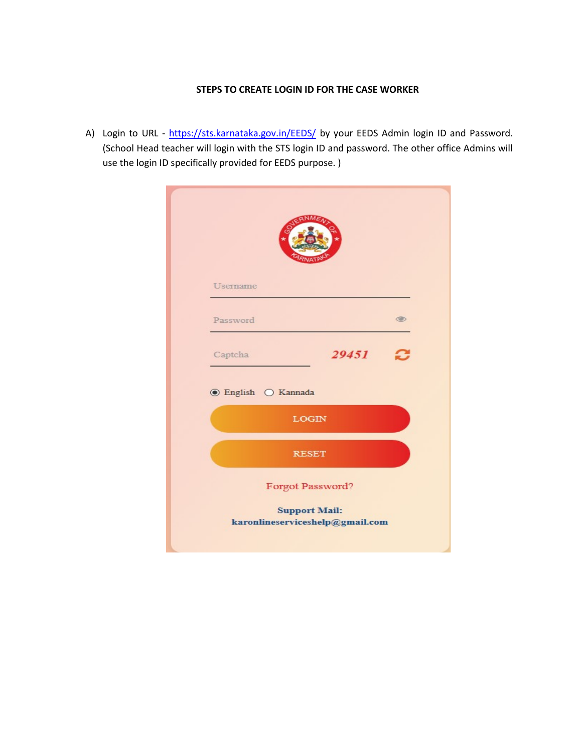**STEPS TO CREATE LOGIN ID FOR THE CASE WORKER**

A) Login to URL - [https://sts.karnataka.gov.in/EEDS/](https://sts.karnataka.gov.in/EEDS/) by your EEDS Admin login ID and Password. (School Head teacher will login with the STS login ID and password. The other office Admins will use the login ID specifically provided for EEDS purpose. )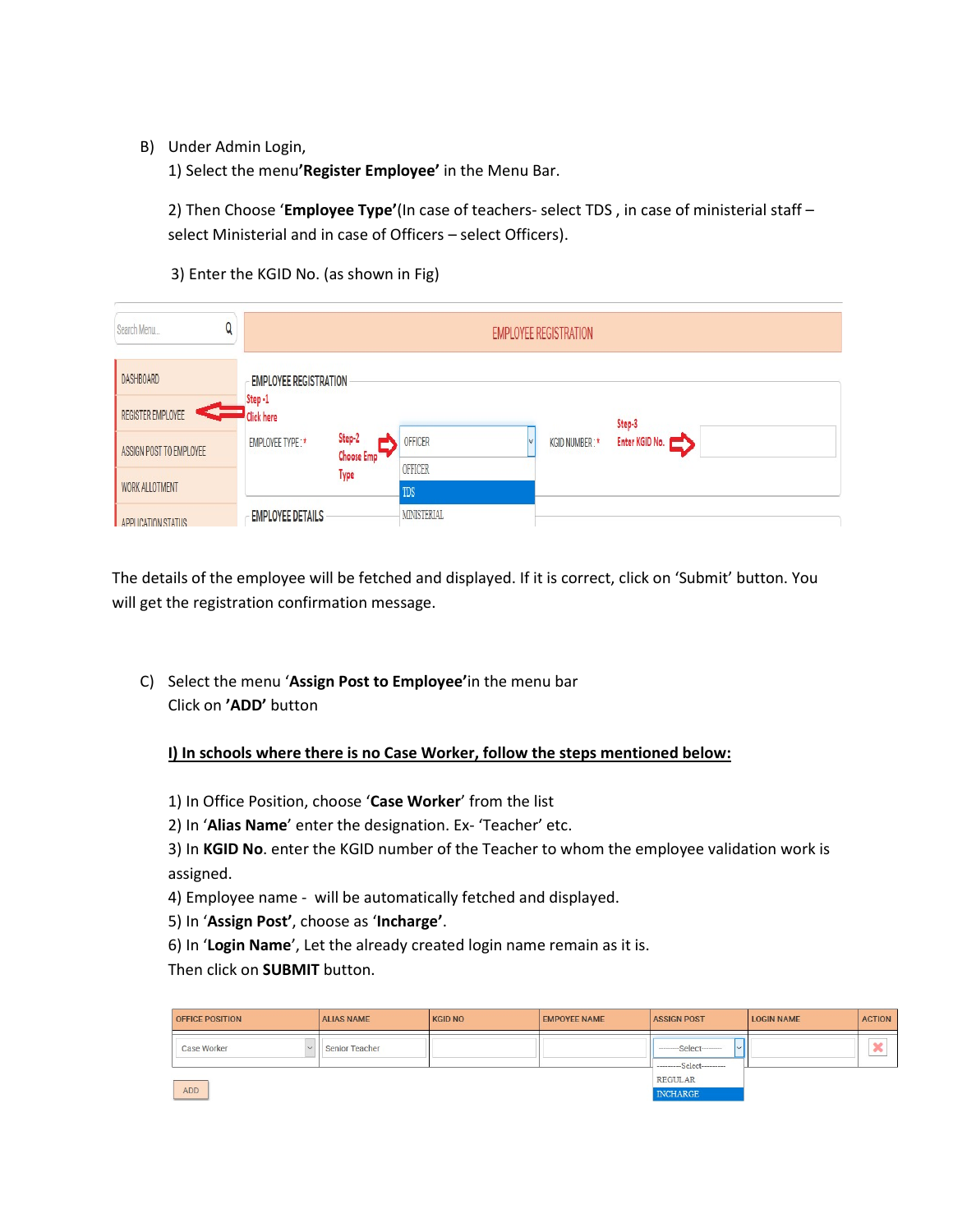B) Under Admin Login,

1) Select the menu **'Register Employee'** in the Menu Bar.

2) Then Choose '**Employee Type'**(In case of teachers- select TDS , in case of ministerial staff – select Ministerial and in case of Officers – select Officers).

3) Enter the KGID No. (as shown in Fig)

The details of the employee will be fetched and displayed. If it is correct, click on 'Submit' button. You will get the registration confirmation message.

C) Select the menu '**Assign Post to Employee'** in the menu bar

Click on **'ADD'** button

**I) In schools where there is no Case Worker, follow the steps mentioned below:**

1) In Office Position, choose '**Case Worker**' from the list
2) In '**Alias Name**' enter the designation. Ex- 'Teacher' etc.
3) In **KGID No**. enter the KGID number of the Teacher to whom the employee validation work is assigned.
4) Employee name - will be automatically fetched and displayed.
5) In '**Assign Post'**, choose as '**Incharge'**.
6) In '**Login Name**', Let the already created login name remain as it is.

Then click on **SUBMIT** button.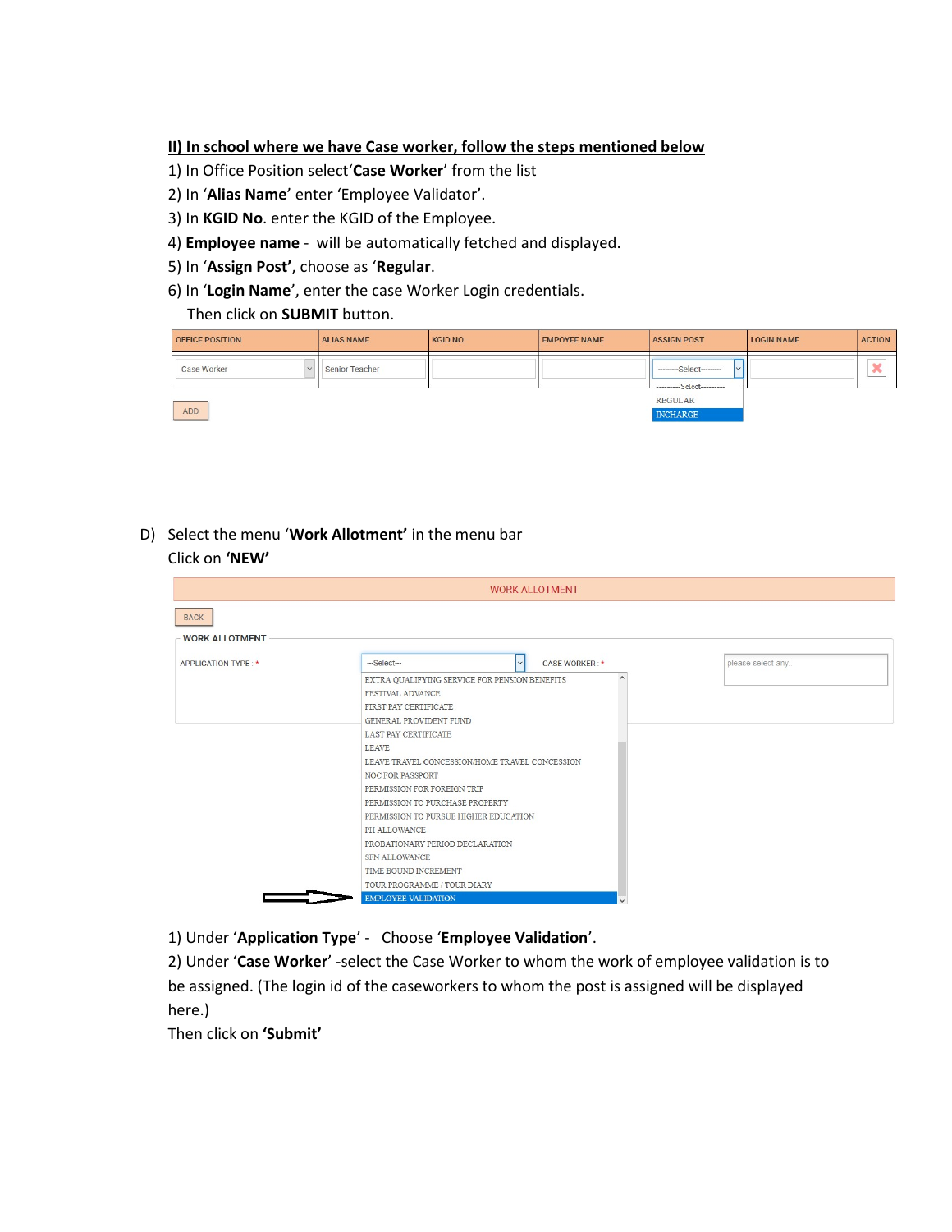**II) In school where we have Case worker, follow the steps mentioned below**

1) In Office Position select'**Case Worker**' from the list
2) In '**Alias Name**' enter 'Employee Validator'.
3) In **KGID No**. enter the KGID of the Employee.
4) **Employee name** - will be automatically fetched and displayed.
5) In '**Assign Post'**, choose as '**Regular**.
6) In '**Login Name**', enter the case Worker Login credentials.

   Then click on **SUBMIT** button.

| OFFICE POSITION | ALIAS NAME | KGID NO | EMPOYEE NAME | ASSIGN POST | LOGIN NAME | ACTION |
|---|---|---|---|---|---|---|
| Case Worker | Senior Teacher | | | --------Select-------- / REGULAR / INCHARGE | | ✖ |

ADD

D) Select the menu '**Work Allotment'** in the menu bar

   Click on **'NEW'**

WORK ALLOTMENT

BACK

WORK ALLOTMENT

APPLICATION TYPE : * ---Select---   CASE WORKER : * please select any

- EXTRA QUALIFYING SERVICE FOR PENSION BENEFITS
- FESTIVAL ADVANCE
- FIRST PAY CERTIFICATE
- GENERAL PROVIDENT FUND
- LAST PAY CERTIFICATE
- LEAVE
- LEAVE TRAVEL CONCESSION/HOME TRAVEL CONCESSION
- NOC FOR PASSPORT
- PERMISSION FOR FOREIGN TRIP
- PERMISSION TO PURCHASE PROPERTY
- PERMISSION TO PURSUE HIGHER EDUCATION
- PH ALLOWANCE
- PROBATIONARY PERIOD DECLARATION
- SFN ALLOWANCE
- TIME BOUND INCREMENT
- TOUR PROGRAMME / TOUR DIARY
- EMPLOYEE VALIDATION

1) Under '**Application Type**' - Choose '**Employee Validation**'.
2) Under '**Case Worker**' -select the Case Worker to whom the work of employee validation is to be assigned. (The login id of the caseworkers to whom the post is assigned will be displayed here.)

Then click on **'Submit'**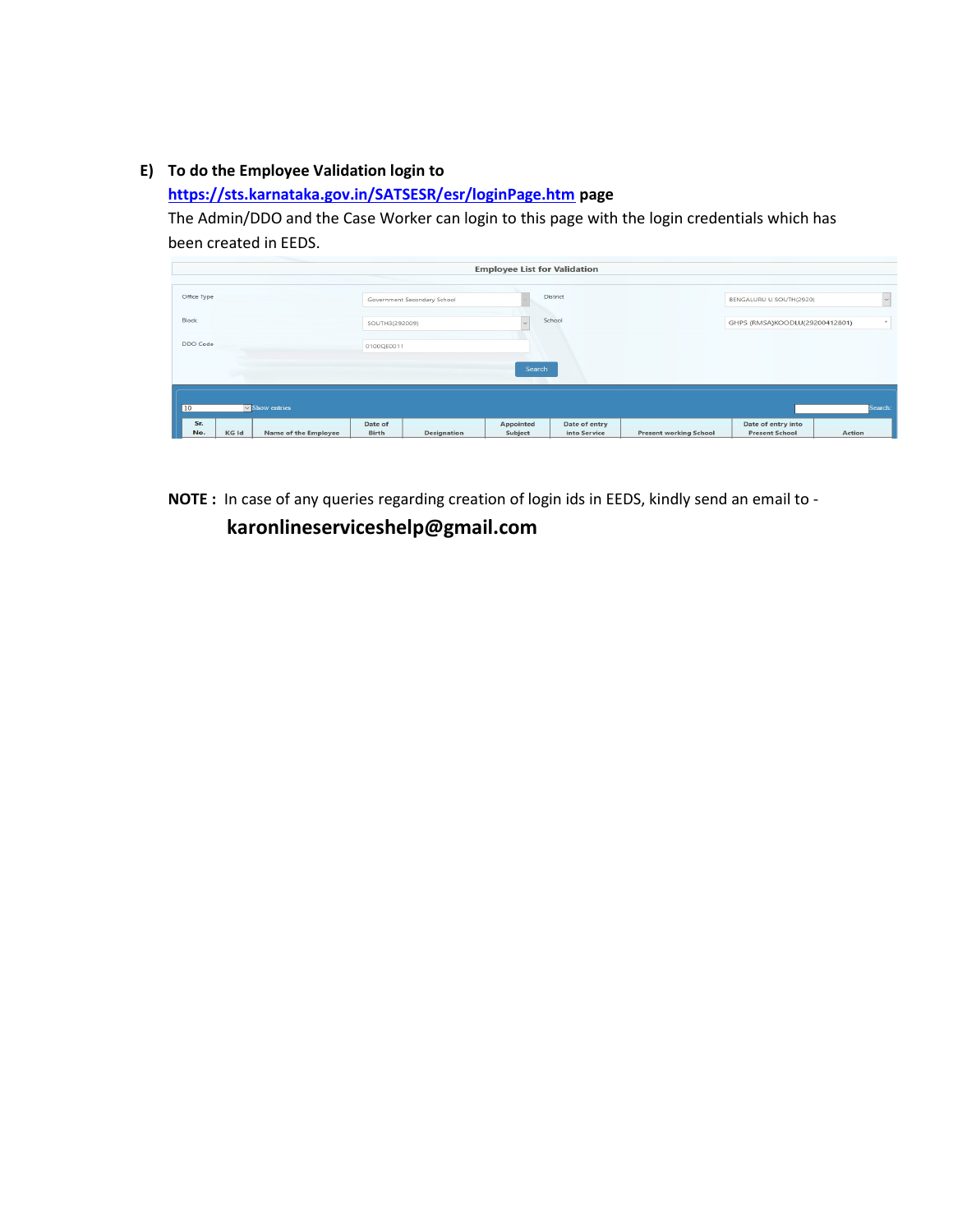**E) To do the Employee Validation login to [https://sts.karnataka.gov.in/SATSESR/esr/loginPage.htm](https://sts.karnataka.gov.in/SATSESR/esr/loginPage.htm) page**

The Admin/DDO and the Case Worker can login to this page with the login credentials which has been created in EEDS.

Employee List for Validation

| | | | |
|---|---|---|---|
| Office Type | Government Secondary School | District | BENGALURU U SOUTH(2920) |
| Block | SOUTH3(292009) | School | GHPS (RMSA)KOODLU(29200412801) |
| DDO Code | 0100QE0011 | | |

Search

10 Show entries Search:

| Sr. No. | KG Id | Name of the Employee | Date of Birth | Designation | Appointed Subject | Date of entry into Service | Present working School | Date of entry into Present School | Action |
|---|---|---|---|---|---|---|---|---|---|

**NOTE :** In case of any queries regarding creation of login ids in EEDS, kindly send an email to -

**karonlineserviceshelp@gmail.com**